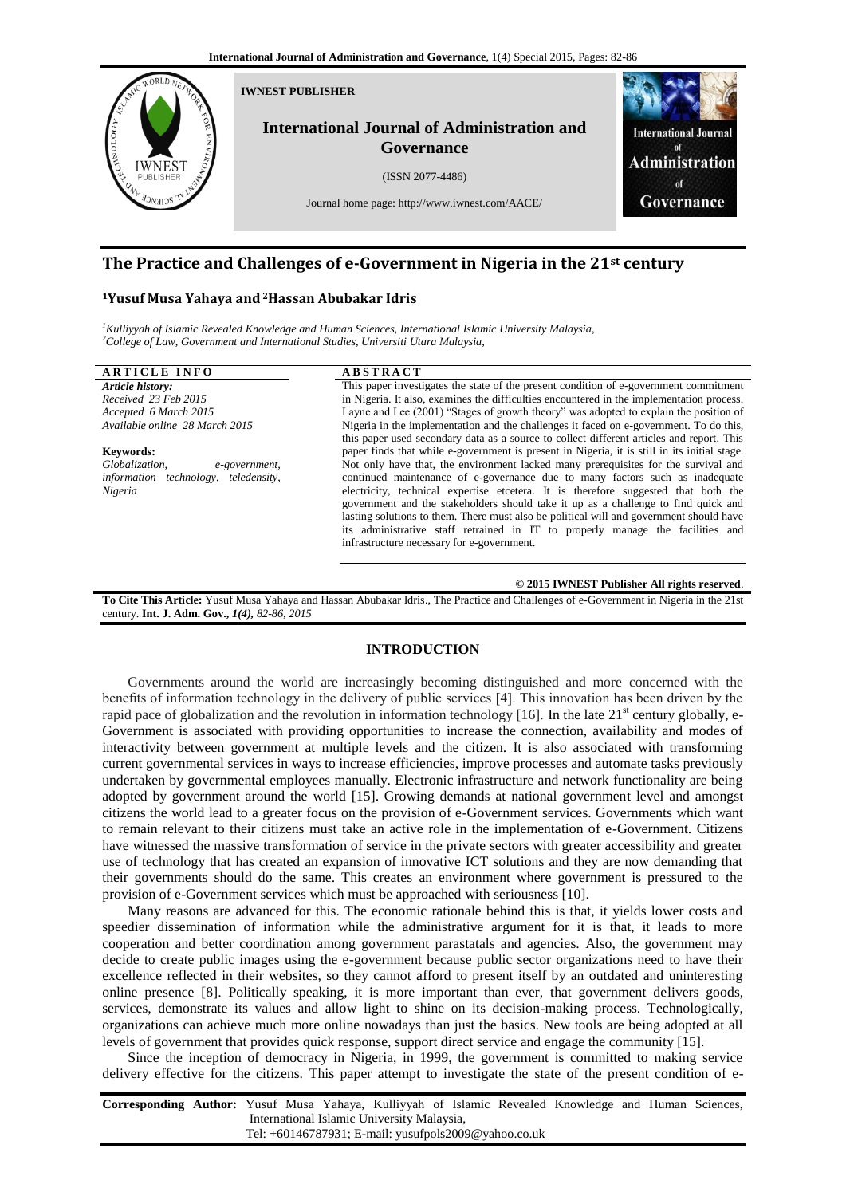IWNEST PUBLISHER

# International Journal of Administration and Governance

(ISSN 2077-4486)

Journal home page: http://www.iwnest.com/AACE/

# The Practice and Challenges of e-Government in Nigeria in the 21st century

**[1]Yusuf Musa Yahaya and [2]Hassan Abubakar Idris**

*[1]Kulliyyah of Islamic Revealed Knowledge and Human Sciences, International Islamic University Malaysia,*
*[2]College of Law, Government and International Studies, Universiti Utara Malaysia,*

**ARTICLE INFO**

***Article history:***
*Received 23 Feb 2015*
*Accepted 6 March 2015*
*Available online 28 March 2015*

**Keywords:**
*Globalization, e-government, information technology, teledensity, Nigeria*

**ABSTRACT**

This paper investigates the state of the present condition of e-government commitment in Nigeria. It also, examines the difficulties encountered in the implementation process. Layne and Lee (2001) "Stages of growth theory" was adopted to explain the position of Nigeria in the implementation and the challenges it faced on e-government. To do this, this paper used secondary data as a source to collect different articles and report. This paper finds that while e-government is present in Nigeria, it is still in its initial stage. Not only have that, the environment lacked many prerequisites for the survival and continued maintenance of e-governance due to many factors such as inadequate electricity, technical expertise etcetera. It is therefore suggested that both the government and the stakeholders should take it up as a challenge to find quick and lasting solutions to them. There must also be political will and government should have its administrative staff retrained in IT to properly manage the facilities and infrastructure necessary for e-government.

**© 2015 IWNEST Publisher All rights reserved**.

**To Cite This Article:** Yusuf Musa Yahaya and Hassan Abubakar Idris., The Practice and Challenges of e-Government in Nigeria in the 21st century. **Int. J. Adm. Gov.,** ***1(4),*** *82-86, 2015*

## INTRODUCTION

Governments around the world are increasingly becoming distinguished and more concerned with the benefits of information technology in the delivery of public services [4]. This innovation has been driven by the rapid pace of globalization and the revolution in information technology [16]. In the late 21st century globally, e-Government is associated with providing opportunities to increase the connection, availability and modes of interactivity between government at multiple levels and the citizen. It is also associated with transforming current governmental services in ways to increase efficiencies, improve processes and automate tasks previously undertaken by governmental employees manually. Electronic infrastructure and network functionality are being adopted by government around the world [15]. Growing demands at national government level and amongst citizens the world lead to a greater focus on the provision of e-Government services. Governments which want to remain relevant to their citizens must take an active role in the implementation of e-Government. Citizens have witnessed the massive transformation of service in the private sectors with greater accessibility and greater use of technology that has created an expansion of innovative ICT solutions and they are now demanding that their governments should do the same. This creates an environment where government is pressured to the provision of e-Government services which must be approached with seriousness [10].

Many reasons are advanced for this. The economic rationale behind this is that, it yields lower costs and speedier dissemination of information while the administrative argument for it is that, it leads to more cooperation and better coordination among government parastatals and agencies. Also, the government may decide to create public images using the e-government because public sector organizations need to have their excellence reflected in their websites, so they cannot afford to present itself by an outdated and uninteresting online presence [8]. Politically speaking, it is more important than ever, that government delivers goods, services, demonstrate its values and allow light to shine on its decision-making process. Technologically, organizations can achieve much more online nowadays than just the basics. New tools are being adopted at all levels of government that provides quick response, support direct service and engage the community [15].

Since the inception of democracy in Nigeria, in 1999, the government is committed to making service delivery effective for the citizens. This paper attempt to investigate the state of the present condition of e-

**Corresponding Author:** Yusuf Musa Yahaya, Kulliyyah of Islamic Revealed Knowledge and Human Sciences, International Islamic University Malaysia,
Tel: +60146787931; E-mail: yusufpols2009@yahoo.co.uk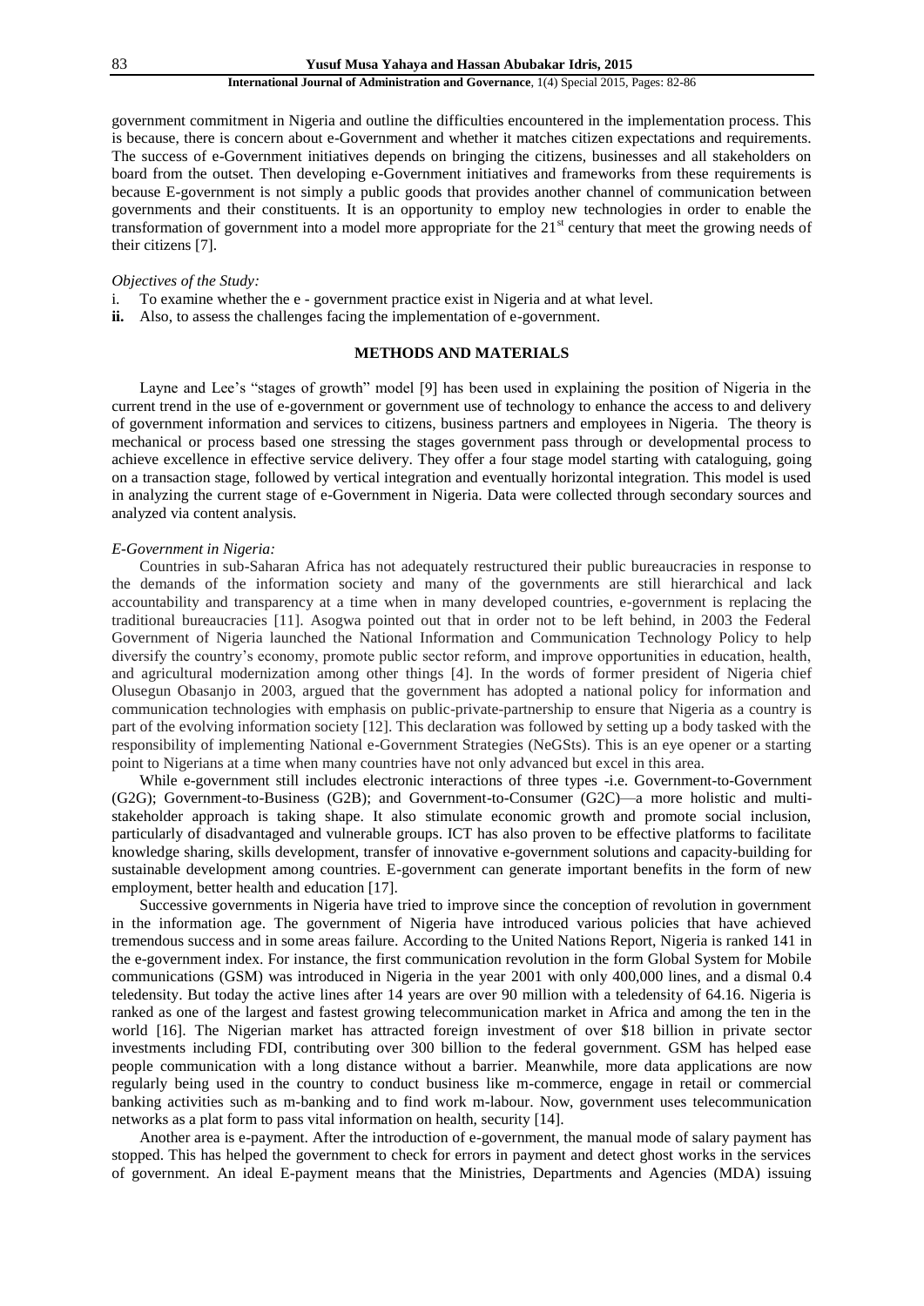government commitment in Nigeria and outline the difficulties encountered in the implementation process. This is because, there is concern about e-Government and whether it matches citizen expectations and requirements. The success of e-Government initiatives depends on bringing the citizens, businesses and all stakeholders on board from the outset. Then developing e-Government initiatives and frameworks from these requirements is because E-government is not simply a public goods that provides another channel of communication between governments and their constituents. It is an opportunity to employ new technologies in order to enable the transformation of government into a model more appropriate for the 21st century that meet the growing needs of their citizens [7].

*Objectives of the Study:*

i. To examine whether the e - government practice exist in Nigeria and at what level.
**ii.** Also, to assess the challenges facing the implementation of e-government.

## METHODS AND MATERIALS

Layne and Lee's "stages of growth" model [9] has been used in explaining the position of Nigeria in the current trend in the use of e-government or government use of technology to enhance the access to and delivery of government information and services to citizens, business partners and employees in Nigeria. The theory is mechanical or process based one stressing the stages government pass through or developmental process to achieve excellence in effective service delivery. They offer a four stage model starting with cataloguing, going on a transaction stage, followed by vertical integration and eventually horizontal integration. This model is used in analyzing the current stage of e-Government in Nigeria. Data were collected through secondary sources and analyzed via content analysis.

*E-Government in Nigeria:*

Countries in sub-Saharan Africa has not adequately restructured their public bureaucracies in response to the demands of the information society and many of the governments are still hierarchical and lack accountability and transparency at a time when in many developed countries, e-government is replacing the traditional bureaucracies [11]. Asogwa pointed out that in order not to be left behind, in 2003 the Federal Government of Nigeria launched the National Information and Communication Technology Policy to help diversify the country's economy, promote public sector reform, and improve opportunities in education, health, and agricultural modernization among other things [4]. In the words of former president of Nigeria chief Olusegun Obasanjo in 2003, argued that the government has adopted a national policy for information and communication technologies with emphasis on public-private-partnership to ensure that Nigeria as a country is part of the evolving information society [12]. This declaration was followed by setting up a body tasked with the responsibility of implementing National e-Government Strategies (NeGSts). This is an eye opener or a starting point to Nigerians at a time when many countries have not only advanced but excel in this area.

While e-government still includes electronic interactions of three types -i.e. Government-to-Government (G2G); Government-to-Business (G2B); and Government-to-Consumer (G2C)—a more holistic and multi-stakeholder approach is taking shape. It also stimulate economic growth and promote social inclusion, particularly of disadvantaged and vulnerable groups. ICT has also proven to be effective platforms to facilitate knowledge sharing, skills development, transfer of innovative e-government solutions and capacity-building for sustainable development among countries. E-government can generate important benefits in the form of new employment, better health and education [17].

Successive governments in Nigeria have tried to improve since the conception of revolution in government in the information age. The government of Nigeria have introduced various policies that have achieved tremendous success and in some areas failure. According to the United Nations Report, Nigeria is ranked 141 in the e-government index. For instance, the first communication revolution in the form Global System for Mobile communications (GSM) was introduced in Nigeria in the year 2001 with only 400,000 lines, and a dismal 0.4 teledensity. But today the active lines after 14 years are over 90 million with a teledensity of 64.16. Nigeria is ranked as one of the largest and fastest growing telecommunication market in Africa and among the ten in the world [16]. The Nigerian market has attracted foreign investment of over \$18 billion in private sector investments including FDI, contributing over 300 billion to the federal government. GSM has helped ease people communication with a long distance without a barrier. Meanwhile, more data applications are now regularly being used in the country to conduct business like m-commerce, engage in retail or commercial banking activities such as m-banking and to find work m-labour. Now, government uses telecommunication networks as a plat form to pass vital information on health, security [14].

Another area is e-payment. After the introduction of e-government, the manual mode of salary payment has stopped. This has helped the government to check for errors in payment and detect ghost works in the services of government. An ideal E-payment means that the Ministries, Departments and Agencies (MDA) issuing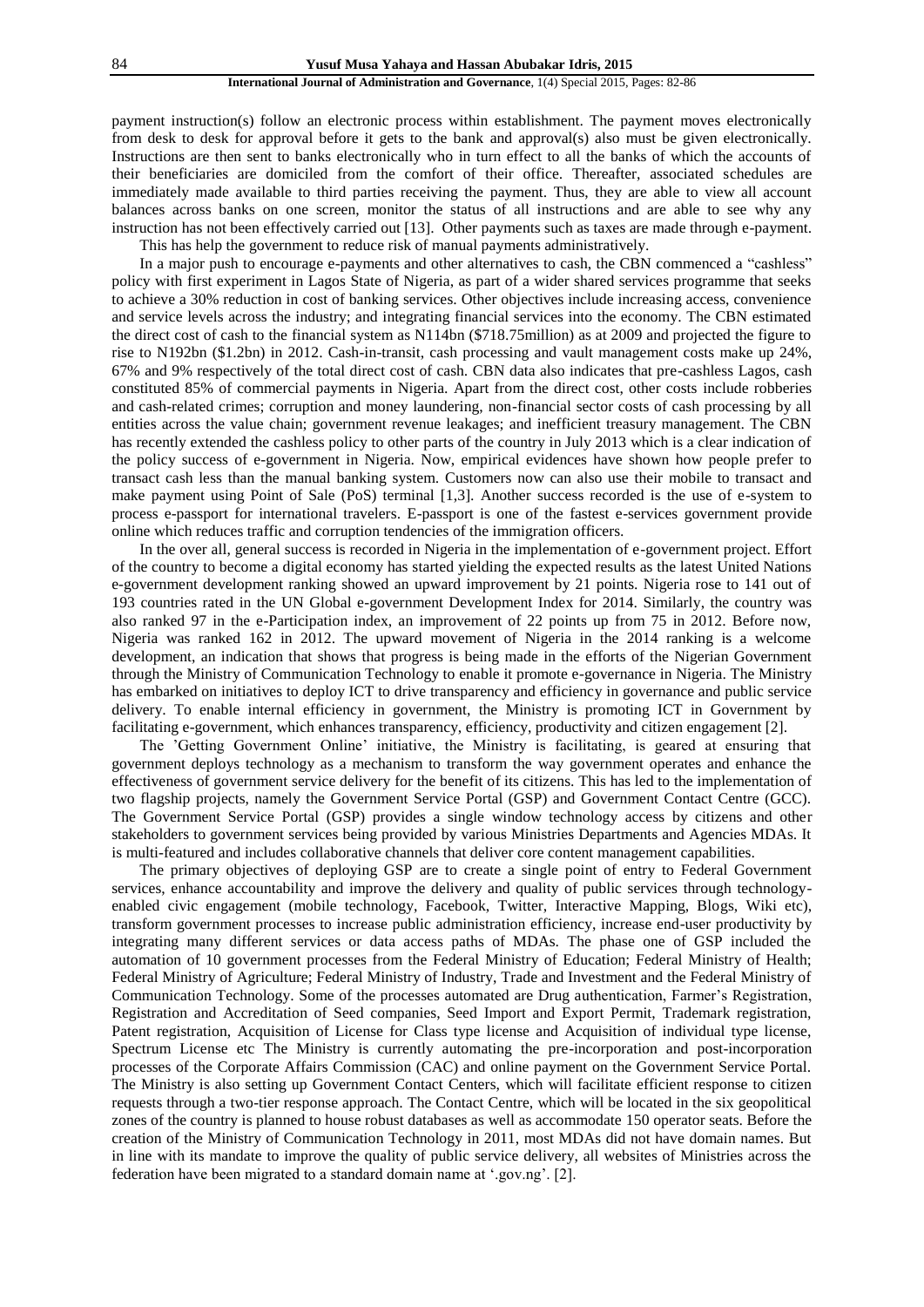payment instruction(s) follow an electronic process within establishment. The payment moves electronically from desk to desk for approval before it gets to the bank and approval(s) also must be given electronically. Instructions are then sent to banks electronically who in turn effect to all the banks of which the accounts of their beneficiaries are domiciled from the comfort of their office. Thereafter, associated schedules are immediately made available to third parties receiving the payment. Thus, they are able to view all account balances across banks on one screen, monitor the status of all instructions and are able to see why any instruction has not been effectively carried out [13]. Other payments such as taxes are made through e-payment.

This has help the government to reduce risk of manual payments administratively.

In a major push to encourage e-payments and other alternatives to cash, the CBN commenced a "cashless" policy with first experiment in Lagos State of Nigeria, as part of a wider shared services programme that seeks to achieve a 30% reduction in cost of banking services. Other objectives include increasing access, convenience and service levels across the industry; and integrating financial services into the economy. The CBN estimated the direct cost of cash to the financial system as N114bn ($718.75million) as at 2009 and projected the figure to rise to N192bn ($1.2bn) in 2012. Cash-in-transit, cash processing and vault management costs make up 24%, 67% and 9% respectively of the total direct cost of cash. CBN data also indicates that pre-cashless Lagos, cash constituted 85% of commercial payments in Nigeria. Apart from the direct cost, other costs include robberies and cash-related crimes; corruption and money laundering, non-financial sector costs of cash processing by all entities across the value chain; government revenue leakages; and inefficient treasury management. The CBN has recently extended the cashless policy to other parts of the country in July 2013 which is a clear indication of the policy success of e-government in Nigeria. Now, empirical evidences have shown how people prefer to transact cash less than the manual banking system. Customers now can also use their mobile to transact and make payment using Point of Sale (PoS) terminal [1,3]. Another success recorded is the use of e-system to process e-passport for international travelers. E-passport is one of the fastest e-services government provide online which reduces traffic and corruption tendencies of the immigration officers.

In the over all, general success is recorded in Nigeria in the implementation of e-government project. Effort of the country to become a digital economy has started yielding the expected results as the latest United Nations e-government development ranking showed an upward improvement by 21 points. Nigeria rose to 141 out of 193 countries rated in the UN Global e-government Development Index for 2014. Similarly, the country was also ranked 97 in the e-Participation index, an improvement of 22 points up from 75 in 2012. Before now, Nigeria was ranked 162 in 2012. The upward movement of Nigeria in the 2014 ranking is a welcome development, an indication that shows that progress is being made in the efforts of the Nigerian Government through the Ministry of Communication Technology to enable it promote e-governance in Nigeria. The Ministry has embarked on initiatives to deploy ICT to drive transparency and efficiency in governance and public service delivery. To enable internal efficiency in government, the Ministry is promoting ICT in Government by facilitating e-government, which enhances transparency, efficiency, productivity and citizen engagement [2].

The 'Getting Government Online' initiative, the Ministry is facilitating, is geared at ensuring that government deploys technology as a mechanism to transform the way government operates and enhance the effectiveness of government service delivery for the benefit of its citizens. This has led to the implementation of two flagship projects, namely the Government Service Portal (GSP) and Government Contact Centre (GCC). The Government Service Portal (GSP) provides a single window technology access by citizens and other stakeholders to government services being provided by various Ministries Departments and Agencies MDAs. It is multi-featured and includes collaborative channels that deliver core content management capabilities.

The primary objectives of deploying GSP are to create a single point of entry to Federal Government services, enhance accountability and improve the delivery and quality of public services through technology-enabled civic engagement (mobile technology, Facebook, Twitter, Interactive Mapping, Blogs, Wiki etc), transform government processes to increase public administration efficiency, increase end-user productivity by integrating many different services or data access paths of MDAs. The phase one of GSP included the automation of 10 government processes from the Federal Ministry of Education; Federal Ministry of Health; Federal Ministry of Agriculture; Federal Ministry of Industry, Trade and Investment and the Federal Ministry of Communication Technology. Some of the processes automated are Drug authentication, Farmer's Registration, Registration and Accreditation of Seed companies, Seed Import and Export Permit, Trademark registration, Patent registration, Acquisition of License for Class type license and Acquisition of individual type license, Spectrum License etc The Ministry is currently automating the pre-incorporation and post-incorporation processes of the Corporate Affairs Commission (CAC) and online payment on the Government Service Portal. The Ministry is also setting up Government Contact Centers, which will facilitate efficient response to citizen requests through a two-tier response approach. The Contact Centre, which will be located in the six geopolitical zones of the country is planned to house robust databases as well as accommodate 150 operator seats. Before the creation of the Ministry of Communication Technology in 2011, most MDAs did not have domain names. But in line with its mandate to improve the quality of public service delivery, all websites of Ministries across the federation have been migrated to a standard domain name at '.gov.ng'. [2].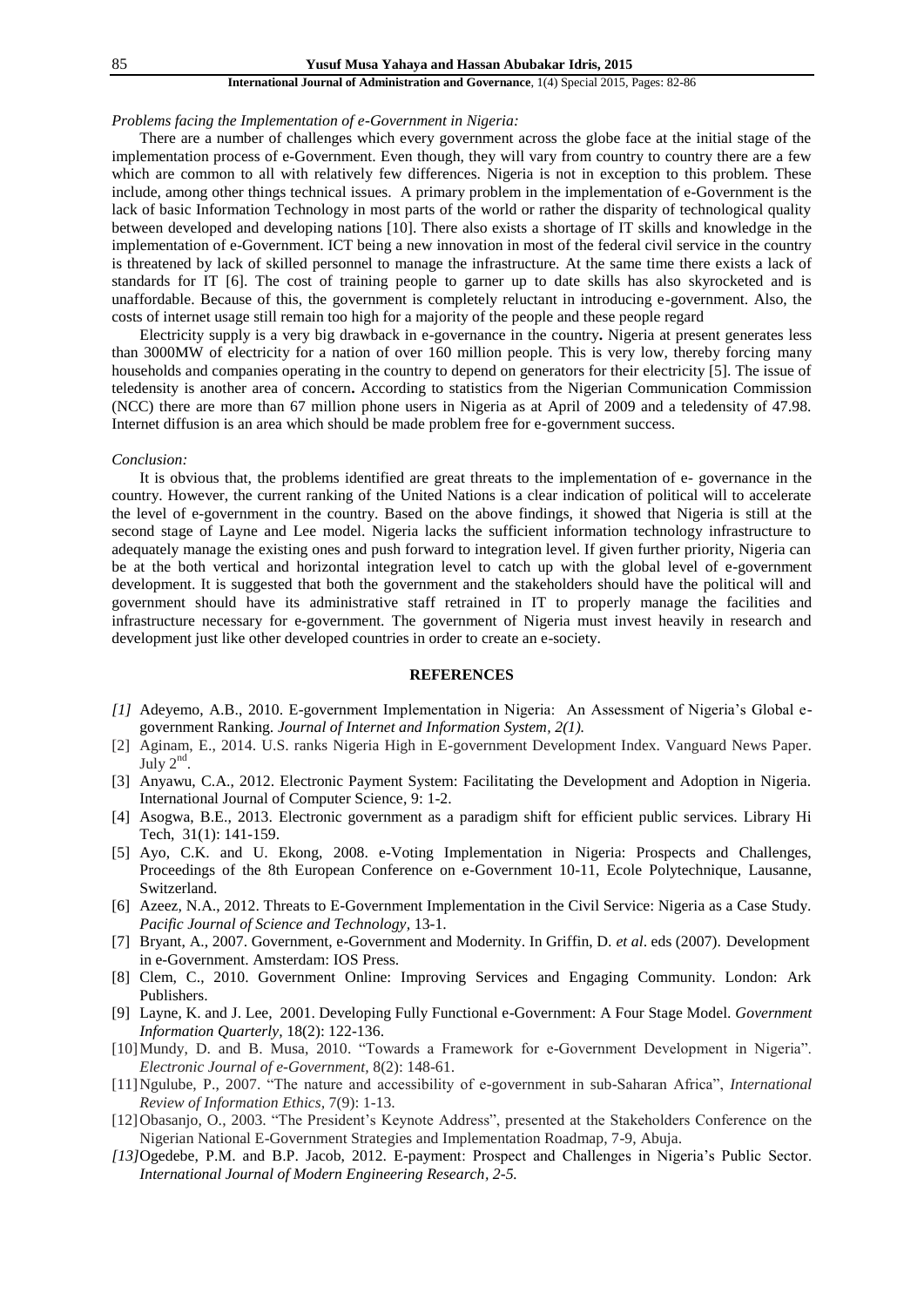*Problems facing the Implementation of e-Government in Nigeria:*

There are a number of challenges which every government across the globe face at the initial stage of the implementation process of e-Government. Even though, they will vary from country to country there are a few which are common to all with relatively few differences. Nigeria is not in exception to this problem. These include, among other things technical issues. A primary problem in the implementation of e-Government is the lack of basic Information Technology in most parts of the world or rather the disparity of technological quality between developed and developing nations [10]. There also exists a shortage of IT skills and knowledge in the implementation of e-Government. ICT being a new innovation in most of the federal civil service in the country is threatened by lack of skilled personnel to manage the infrastructure. At the same time there exists a lack of standards for IT [6]. The cost of training people to garner up to date skills has also skyrocketed and is unaffordable. Because of this, the government is completely reluctant in introducing e-government. Also, the costs of internet usage still remain too high for a majority of the people and these people regard

Electricity supply is a very big drawback in e-governance in the country**.** Nigeria at present generates less than 3000MW of electricity for a nation of over 160 million people. This is very low, thereby forcing many households and companies operating in the country to depend on generators for their electricity [5]. The issue of teledensity is another area of concern**.** According to statistics from the Nigerian Communication Commission (NCC) there are more than 67 million phone users in Nigeria as at April of 2009 and a teledensity of 47.98. Internet diffusion is an area which should be made problem free for e-government success.

*Conclusion:*

It is obvious that, the problems identified are great threats to the implementation of e- governance in the country. However, the current ranking of the United Nations is a clear indication of political will to accelerate the level of e-government in the country. Based on the above findings, it showed that Nigeria is still at the second stage of Layne and Lee model. Nigeria lacks the sufficient information technology infrastructure to adequately manage the existing ones and push forward to integration level. If given further priority, Nigeria can be at the both vertical and horizontal integration level to catch up with the global level of e-government development. It is suggested that both the government and the stakeholders should have the political will and government should have its administrative staff retrained in IT to properly manage the facilities and infrastructure necessary for e-government. The government of Nigeria must invest heavily in research and development just like other developed countries in order to create an e-society.

## REFERENCES

*[1]* Adeyemo, A.B., 2010. E-government Implementation in Nigeria: An Assessment of Nigeria's Global e-government Ranking. *Journal of Internet and Information System, 2(1).*

[2] Aginam, E., 2014. U.S. ranks Nigeria High in E-government Development Index. Vanguard News Paper. July 2nd.

[3] Anyawu, C.A., 2012. Electronic Payment System: Facilitating the Development and Adoption in Nigeria. International Journal of Computer Science, 9: 1-2.

[4] Asogwa, B.E., 2013. Electronic government as a paradigm shift for efficient public services. Library Hi Tech, 31(1): 141-159.

[5] Ayo, C.K. and U. Ekong, 2008. e-Voting Implementation in Nigeria: Prospects and Challenges, Proceedings of the 8th European Conference on e-Government 10-11, Ecole Polytechnique, Lausanne, Switzerland.

[6] Azeez, N.A., 2012. Threats to E-Government Implementation in the Civil Service: Nigeria as a Case Study. *Pacific Journal of Science and Technology,* 13-1.

[7] Bryant, A., 2007. Government, e-Government and Modernity. In Griffin, D. *et al*. eds (2007). Development in e-Government. Amsterdam: IOS Press.

[8] Clem, C., 2010. Government Online: Improving Services and Engaging Community. London: Ark Publishers.

[9] Layne, K. and J. Lee, 2001. Developing Fully Functional e-Government: A Four Stage Model. *Government Information Quarterly,* 18(2): 122-136.

[10] Mundy, D. and B. Musa, 2010. "Towards a Framework for e-Government Development in Nigeria". *Electronic Journal of e-Government,* 8(2): 148-61.

[11] Ngulube, P., 2007. "The nature and accessibility of e-government in sub-Saharan Africa", *International Review of Information Ethics,* 7(9): 1-13.

[12] Obasanjo, O., 2003. "The President's Keynote Address", presented at the Stakeholders Conference on the Nigerian National E-Government Strategies and Implementation Roadmap, 7-9, Abuja.

*[13]* Ogedebe, P.M. and B.P. Jacob, 2012. E-payment: Prospect and Challenges in Nigeria's Public Sector. *International Journal of Modern Engineering Research, 2-5.*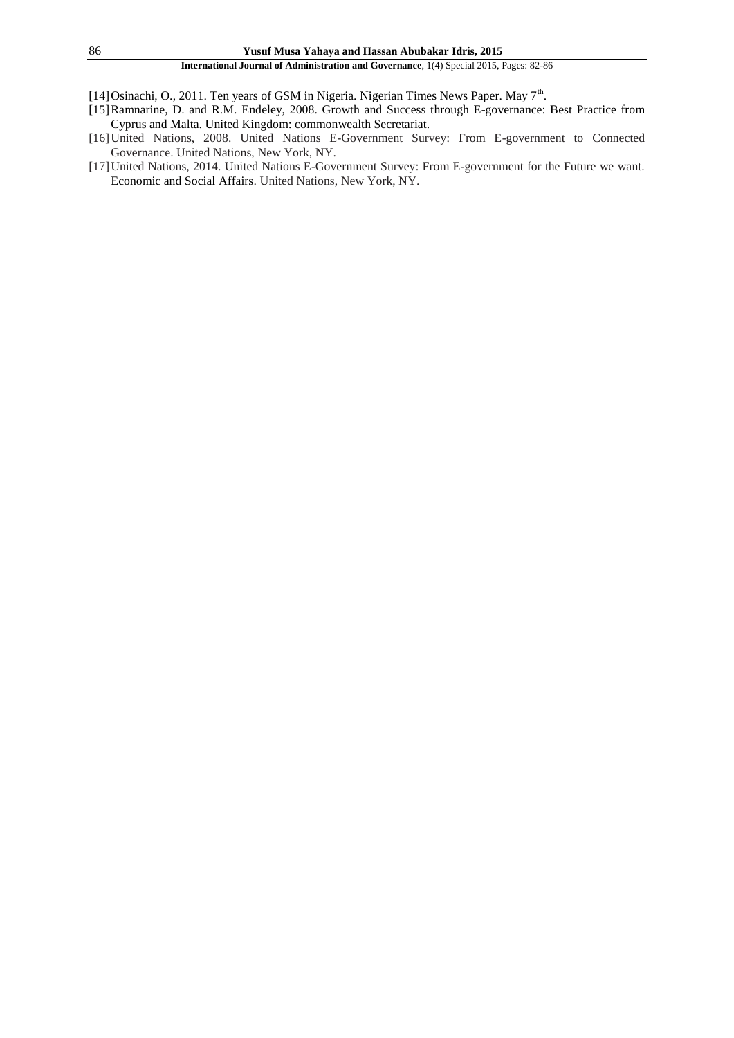[14] Osinachi, O., 2011. Ten years of GSM in Nigeria. Nigerian Times News Paper. May 7th.

[15] Ramnarine, D. and R.M. Endeley, 2008. Growth and Success through E-governance: Best Practice from Cyprus and Malta. United Kingdom: commonwealth Secretariat.

[16] United Nations, 2008. United Nations E-Government Survey: From E-government to Connected Governance. United Nations, New York, NY.

[17] United Nations, 2014. United Nations E-Government Survey: From E-government for the Future we want. Economic and Social Affairs. United Nations, New York, NY.